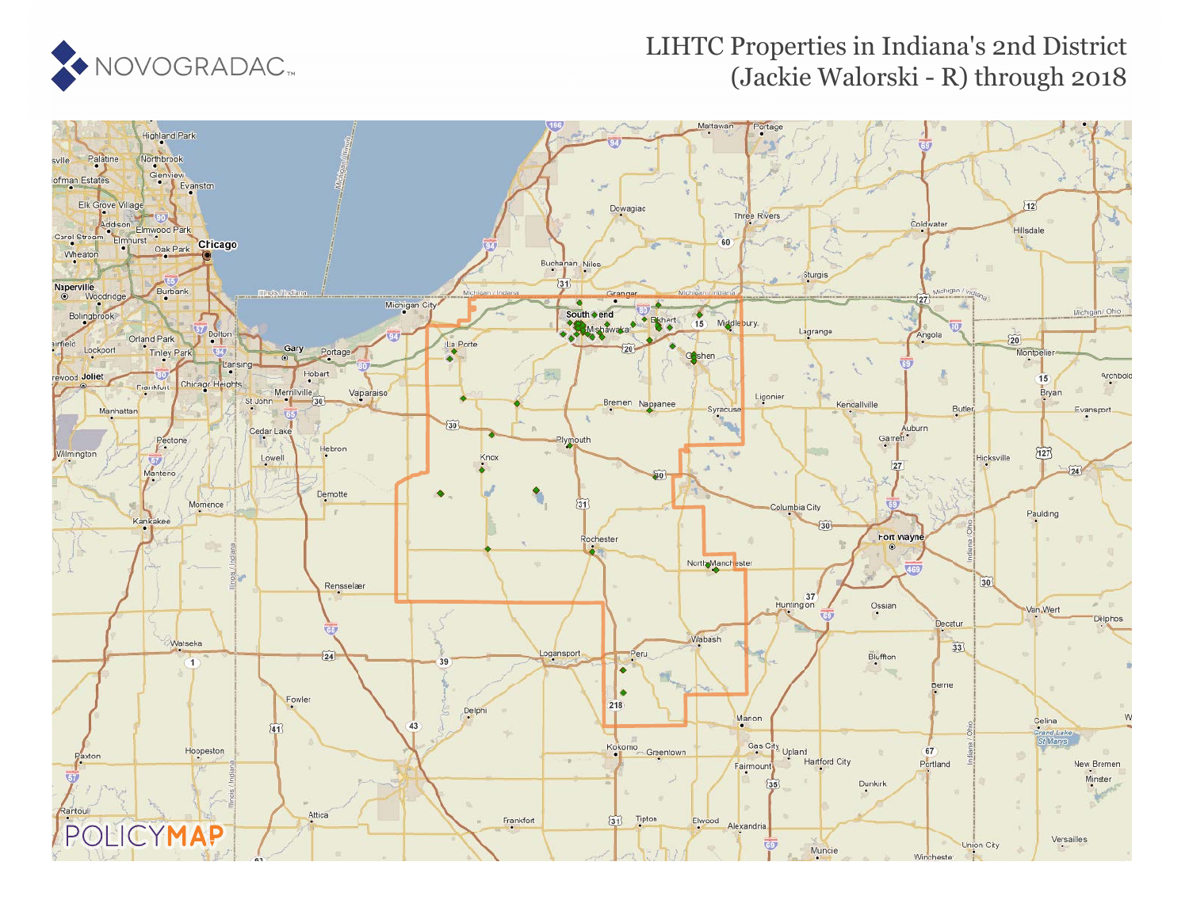NOVOGRADAC

# LIHTC Properties in Indiana's 2nd District (Jackie Walorski - R) through 2018

POLICYMAP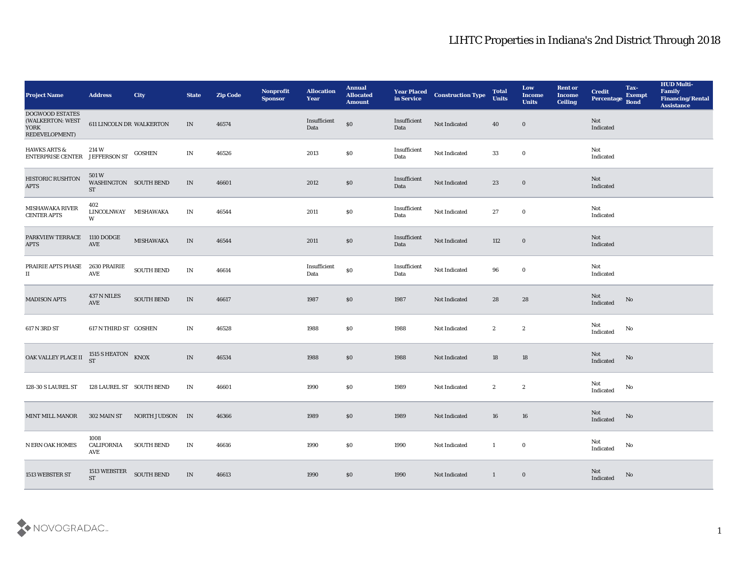# LIHTC Properties in Indiana's 2nd District Through 2018

| Project Name | Address | City | State | Zip Code | Nonprofit Sponsor | Allocation Year | Annual Allocated Amount | Year Placed in Service | Construction Type | Total Units | Low Income Units | Rent or Income Ceiling | Credit Percentage | Tax-Exempt Bond | HUD Multi-Family Financing/Rental Assistance |
|---|---|---|---|---|---|---|---|---|---|---|---|---|---|---|---|
| DOGWOOD ESTATES (WALKERTON: WEST YORK REDEVELOPMENT) | 611 LINCOLN DR | WALKERTON | IN | 46574 | | Insufficient Data | $0 | Insufficient Data | Not Indicated | 40 | 0 | | Not Indicated | | |
| HAWKS ARTS & ENTERPRISE CENTER | 214 W JEFFERSON ST | GOSHEN | IN | 46526 | | 2013 | $0 | Insufficient Data | Not Indicated | 33 | 0 | | Not Indicated | | |
| HISTORIC RUSHTON APTS | 501 W WASHINGTON ST | SOUTH BEND | IN | 46601 | | 2012 | $0 | Insufficient Data | Not Indicated | 23 | 0 | | Not Indicated | | |
| MISHAWAKA RIVER CENTER APTS | 402 LINCOLNWAY W | MISHAWAKA | IN | 46544 | | 2011 | $0 | Insufficient Data | Not Indicated | 27 | 0 | | Not Indicated | | |
| PARKVIEW TERRACE APTS | 1110 DODGE AVE | MISHAWAKA | IN | 46544 | | 2011 | $0 | Insufficient Data | Not Indicated | 112 | 0 | | Not Indicated | | |
| PRAIRIE APTS PHASE II | 2630 PRAIRIE AVE | SOUTH BEND | IN | 46614 | | Insufficient Data | $0 | Insufficient Data | Not Indicated | 96 | 0 | | Not Indicated | | |
| MADISON APTS | 437 N NILES AVE | SOUTH BEND | IN | 46617 | | 1987 | $0 | 1987 | Not Indicated | 28 | 28 | | Not Indicated | No | |
| 617 N 3RD ST | 617 N THIRD ST | GOSHEN | IN | 46528 | | 1988 | $0 | 1988 | Not Indicated | 2 | 2 | | Not Indicated | No | |
| OAK VALLEY PLACE II | 1515 S HEATON ST | KNOX | IN | 46534 | | 1988 | $0 | 1988 | Not Indicated | 18 | 18 | | Not Indicated | No | |
| 128-30 S LAUREL ST | 128 LAUREL ST | SOUTH BEND | IN | 46601 | | 1990 | $0 | 1989 | Not Indicated | 2 | 2 | | Not Indicated | No | |
| MINT MILL MANOR | 302 MAIN ST | NORTH JUDSON | IN | 46366 | | 1989 | $0 | 1989 | Not Indicated | 16 | 16 | | Not Indicated | No | |
| N ERN OAK HOMES | 1008 CALIFORNIA AVE | SOUTH BEND | IN | 46616 | | 1990 | $0 | 1990 | Not Indicated | 1 | 0 | | Not Indicated | No | |
| 1513 WEBSTER ST | 1513 WEBSTER ST | SOUTH BEND | IN | 46613 | | 1990 | $0 | 1990 | Not Indicated | 1 | 0 | | Not Indicated | No | |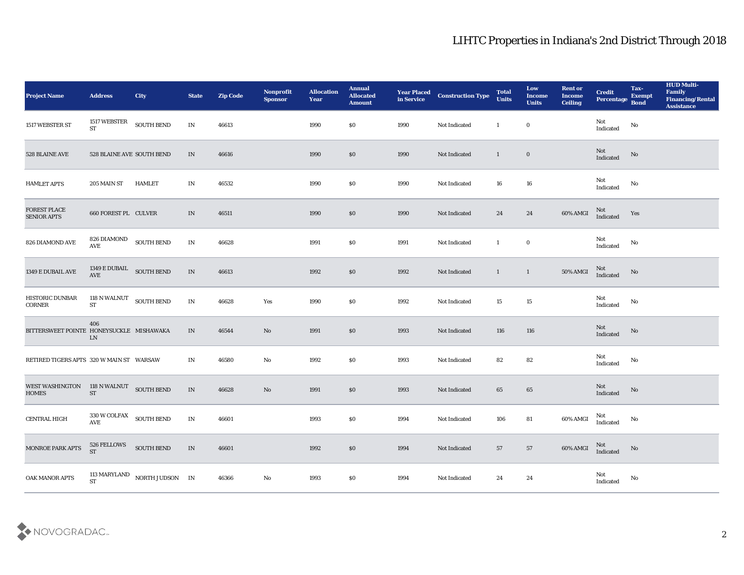# LIHTC Properties in Indiana's 2nd District Through 2018

| Project Name | Address | City | State | Zip Code | Nonprofit Sponsor | Allocation Year | Annual Allocated Amount | Year Placed in Service | Construction Type | Total Units | Low Income Units | Rent or Income Ceiling | Credit Percentage | Tax-Exempt Bond | HUD Multi-Family Financing/Rental Assistance |
|---|---|---|---|---|---|---|---|---|---|---|---|---|---|---|---|
| 1517 WEBSTER ST | 1517 WEBSTER ST | SOUTH BEND | IN | 46613 | | 1990 | $0 | 1990 | Not Indicated | 1 | 0 | | Not Indicated | No | |
| 528 BLAINE AVE | 528 BLAINE AVE | SOUTH BEND | IN | 46616 | | 1990 | $0 | 1990 | Not Indicated | 1 | 0 | | Not Indicated | No | |
| HAMLET APTS | 205 MAIN ST | HAMLET | IN | 46532 | | 1990 | $0 | 1990 | Not Indicated | 16 | 16 | | Not Indicated | No | |
| FOREST PLACE SENIOR APTS | 660 FOREST PL | CULVER | IN | 46511 | | 1990 | $0 | 1990 | Not Indicated | 24 | 24 | 60% AMGI | Not Indicated | Yes | |
| 826 DIAMOND AVE | 826 DIAMOND AVE | SOUTH BEND | IN | 46628 | | 1991 | $0 | 1991 | Not Indicated | 1 | 0 | | Not Indicated | No | |
| 1349 E DUBAIL AVE | 1349 E DUBAIL AVE | SOUTH BEND | IN | 46613 | | 1992 | $0 | 1992 | Not Indicated | 1 | 1 | 50% AMGI | Not Indicated | No | |
| HISTORIC DUNBAR CORNER | 118 N WALNUT ST | SOUTH BEND | IN | 46628 | Yes | 1990 | $0 | 1992 | Not Indicated | 15 | 15 | | Not Indicated | No | |
| BITTERSWEET POINTE | 406 HONEYSUCKLE LN | MISHAWAKA | IN | 46544 | No | 1991 | $0 | 1993 | Not Indicated | 116 | 116 | | Not Indicated | No | |
| RETIRED TIGERS APTS | 320 W MAIN ST | WARSAW | IN | 46580 | No | 1992 | $0 | 1993 | Not Indicated | 82 | 82 | | Not Indicated | No | |
| WEST WASHINGTON HOMES | 118 N WALNUT ST | SOUTH BEND | IN | 46628 | No | 1991 | $0 | 1993 | Not Indicated | 65 | 65 | | Not Indicated | No | |
| CENTRAL HIGH | 330 W COLFAX AVE | SOUTH BEND | IN | 46601 | | 1993 | $0 | 1994 | Not Indicated | 106 | 81 | 60% AMGI | Not Indicated | No | |
| MONROE PARK APTS | 526 FELLOWS ST | SOUTH BEND | IN | 46601 | | 1992 | $0 | 1994 | Not Indicated | 57 | 57 | 60% AMGI | Not Indicated | No | |
| OAK MANOR APTS | 113 MARYLAND ST | NORTH JUDSON | IN | 46366 | No | 1993 | $0 | 1994 | Not Indicated | 24 | 24 | | Not Indicated | No | |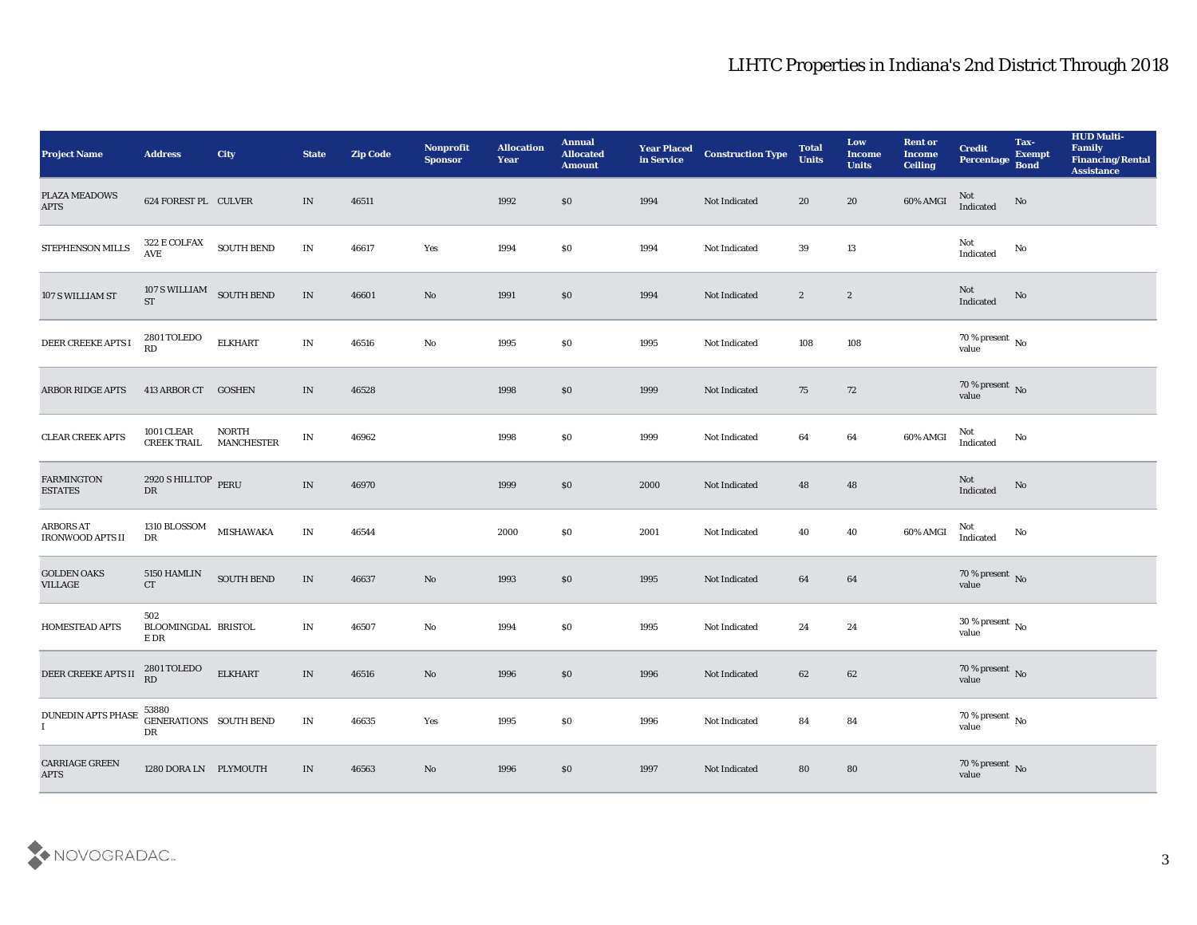# LIHTC Properties in Indiana's 2nd District Through 2018

| Project Name | Address | City | State | Zip Code | Nonprofit Sponsor | Allocation Year | Annual Allocated Amount | Year Placed in Service | Construction Type | Total Units | Low Income Units | Rent or Income Ceiling | Credit Percentage | Tax-Exempt Bond | HUD Multi-Family Financing/Rental Assistance |
|---|---|---|---|---|---|---|---|---|---|---|---|---|---|---|---|
| PLAZA MEADOWS APTS | 624 FOREST PL | CULVER | IN | 46511 | | 1992 | $0 | 1994 | Not Indicated | 20 | 20 | 60% AMGI | Not Indicated | No | |
| STEPHENSON MILLS | 322 E COLFAX AVE | SOUTH BEND | IN | 46617 | Yes | 1994 | $0 | 1994 | Not Indicated | 39 | 13 | | Not Indicated | No | |
| 107 S WILLIAM ST | 107 S WILLIAM ST | SOUTH BEND | IN | 46601 | No | 1991 | $0 | 1994 | Not Indicated | 2 | 2 | | Not Indicated | No | |
| DEER CREEKE APTS I | 2801 TOLEDO RD | ELKHART | IN | 46516 | No | 1995 | $0 | 1995 | Not Indicated | 108 | 108 | | 70 % present value | No | |
| ARBOR RIDGE APTS | 413 ARBOR CT | GOSHEN | IN | 46528 | | 1998 | $0 | 1999 | Not Indicated | 75 | 72 | | 70 % present value | No | |
| CLEAR CREEK APTS | 1001 CLEAR CREEK TRAIL | NORTH MANCHESTER | IN | 46962 | | 1998 | $0 | 1999 | Not Indicated | 64 | 64 | 60% AMGI | Not Indicated | No | |
| FARMINGTON ESTATES | 2920 S HILLTOP DR | PERU | IN | 46970 | | 1999 | $0 | 2000 | Not Indicated | 48 | 48 | | Not Indicated | No | |
| ARBORS AT IRONWOOD APTS II | 1310 BLOSSOM DR | MISHAWAKA | IN | 46544 | | 2000 | $0 | 2001 | Not Indicated | 40 | 40 | 60% AMGI | Not Indicated | No | |
| GOLDEN OAKS VILLAGE | 5150 HAMLIN CT | SOUTH BEND | IN | 46637 | No | 1993 | $0 | 1995 | Not Indicated | 64 | 64 | | 70 % present value | No | |
| HOMESTEAD APTS | 502 BLOOMINGDALE DR | BRISTOL | IN | 46507 | No | 1994 | $0 | 1995 | Not Indicated | 24 | 24 | | 30 % present value | No | |
| DEER CREEKE APTS II | 2801 TOLEDO RD | ELKHART | IN | 46516 | No | 1996 | $0 | 1996 | Not Indicated | 62 | 62 | | 70 % present value | No | |
| DUNEDIN APTS PHASE I | 53880 GENERATIONS DR | SOUTH BEND | IN | 46635 | Yes | 1995 | $0 | 1996 | Not Indicated | 84 | 84 | | 70 % present value | No | |
| CARRIAGE GREEN APTS | 1280 DORA LN | PLYMOUTH | IN | 46563 | No | 1996 | $0 | 1997 | Not Indicated | 80 | 80 | | 70 % present value | No | |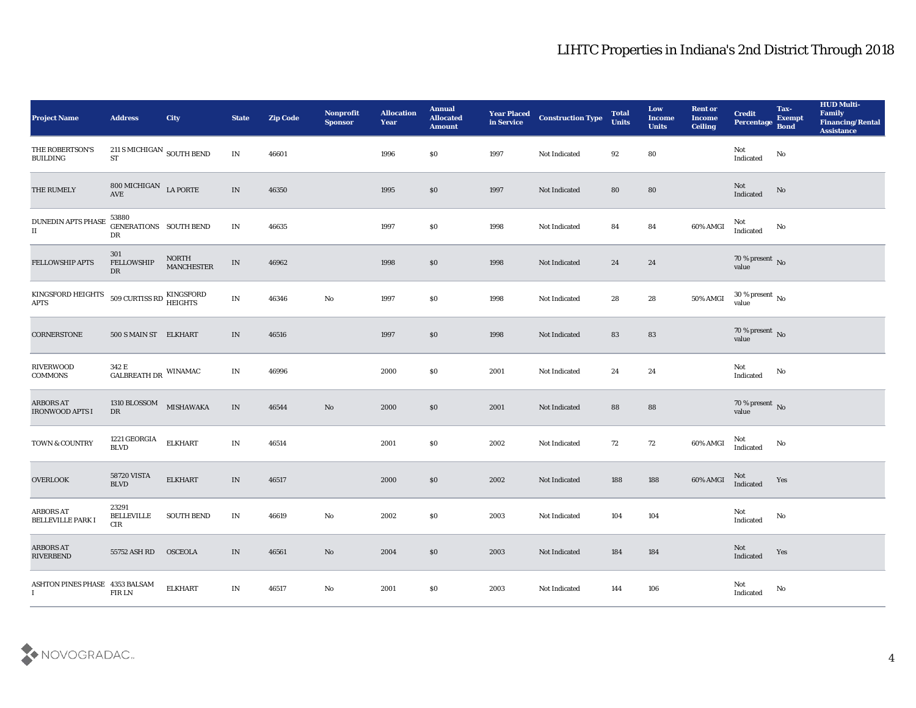# LIHTC Properties in Indiana's 2nd District Through 2018

| Project Name | Address | City | State | Zip Code | Nonprofit Sponsor | Allocation Year | Annual Allocated Amount | Year Placed in Service | Construction Type | Total Units | Low Income Units | Rent or Income Ceiling | Credit Percentage | Tax-Exempt Bond | HUD Multi-Family Financing/Rental Assistance |
|---|---|---|---|---|---|---|---|---|---|---|---|---|---|---|---|
| THE ROBERTSON'S BUILDING | 211 S MICHIGAN ST | SOUTH BEND | IN | 46601 | | 1996 | $0 | 1997 | Not Indicated | 92 | 80 | | Not Indicated | No | |
| THE RUMELY | 800 MICHIGAN AVE | LA PORTE | IN | 46350 | | 1995 | $0 | 1997 | Not Indicated | 80 | 80 | | Not Indicated | No | |
| DUNEDIN APTS PHASE II | 53880 GENERATIONS DR | SOUTH BEND | IN | 46635 | | 1997 | $0 | 1998 | Not Indicated | 84 | 84 | 60% AMGI | Not Indicated | No | |
| FELLOWSHIP APTS | 301 FELLOWSHIP DR | NORTH MANCHESTER | IN | 46962 | | 1998 | $0 | 1998 | Not Indicated | 24 | 24 | | 70 % present value | No | |
| KINGSFORD HEIGHTS APTS | 509 CURTISS RD | KINGSFORD HEIGHTS | IN | 46346 | No | 1997 | $0 | 1998 | Not Indicated | 28 | 28 | 50% AMGI | 30 % present value | No | |
| CORNERSTONE | 500 S MAIN ST | ELKHART | IN | 46516 | | 1997 | $0 | 1998 | Not Indicated | 83 | 83 | | 70 % present value | No | |
| RIVERWOOD COMMONS | 342 E GALBREATH DR | WINAMAC | IN | 46996 | | 2000 | $0 | 2001 | Not Indicated | 24 | 24 | | Not Indicated | No | |
| ARBORS AT IRONWOOD APTS I | 1310 BLOSSOM DR | MISHAWAKA | IN | 46544 | No | 2000 | $0 | 2001 | Not Indicated | 88 | 88 | | 70 % present value | No | |
| TOWN & COUNTRY | 1221 GEORGIA BLVD | ELKHART | IN | 46514 | | 2001 | $0 | 2002 | Not Indicated | 72 | 72 | 60% AMGI | Not Indicated | No | |
| OVERLOOK | 58720 VISTA BLVD | ELKHART | IN | 46517 | | 2000 | $0 | 2002 | Not Indicated | 188 | 188 | 60% AMGI | Not Indicated | Yes | |
| ARBORS AT BELLEVILLE PARK I | 23291 BELLEVILLE CIR | SOUTH BEND | IN | 46619 | No | 2002 | $0 | 2003 | Not Indicated | 104 | 104 | | Not Indicated | No | |
| ARBORS AT RIVERBEND | 55752 ASH RD | OSCEOLA | IN | 46561 | No | 2004 | $0 | 2003 | Not Indicated | 184 | 184 | | Not Indicated | Yes | |
| ASHTON PINES PHASE I | 4353 BALSAM FIR LN | ELKHART | IN | 46517 | No | 2001 | $0 | 2003 | Not Indicated | 144 | 106 | | Not Indicated | No | |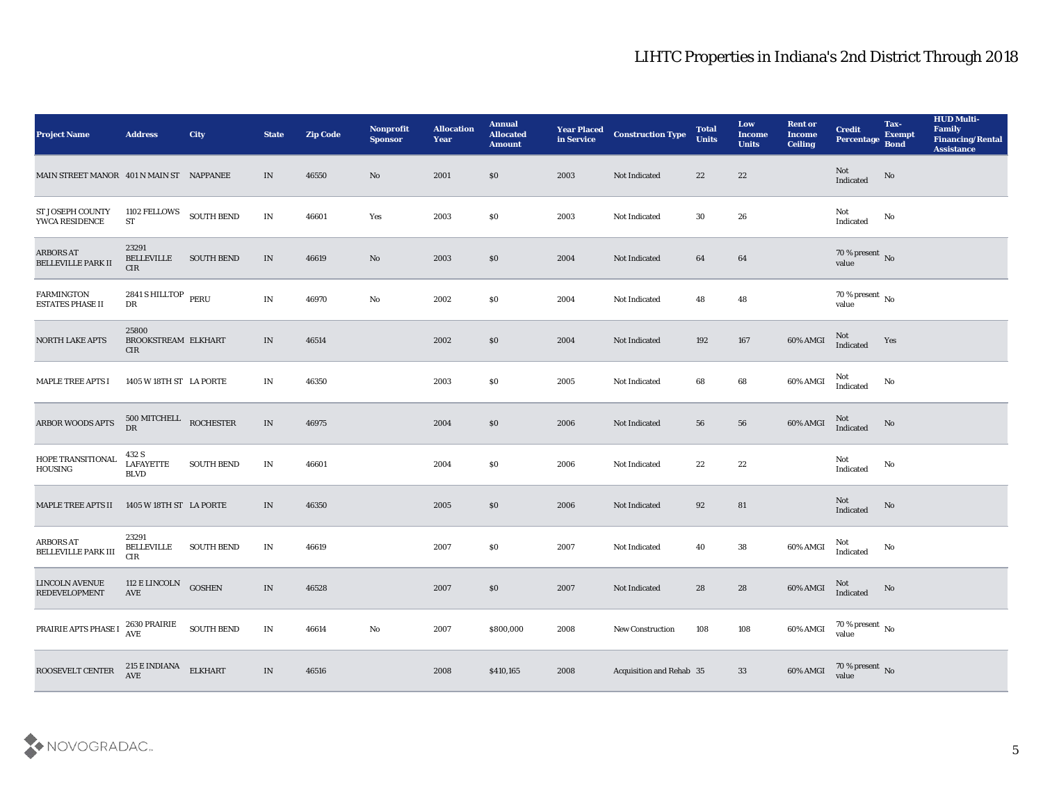# LIHTC Properties in Indiana's 2nd District Through 2018

| Project Name | Address | City | State | Zip Code | Nonprofit Sponsor | Allocation Year | Annual Allocated Amount | Year Placed in Service | Construction Type | Total Units | Low Income Units | Rent or Income Ceiling | Credit Percentage | Tax-Exempt Bond | HUD Multi-Family Financing/Rental Assistance |
|---|---|---|---|---|---|---|---|---|---|---|---|---|---|---|---|
| MAIN STREET MANOR | 401 N MAIN ST | NAPPANEE | IN | 46550 | No | 2001 | $0 | 2003 | Not Indicated | 22 | 22 | | Not Indicated | No | |
| ST JOSEPH COUNTY YWCA RESIDENCE | 1102 FELLOWS ST | SOUTH BEND | IN | 46601 | Yes | 2003 | $0 | 2003 | Not Indicated | 30 | 26 | | Not Indicated | No | |
| ARBORS AT BELLEVILLE PARK II | 23291 BELLEVILLE CIR | SOUTH BEND | IN | 46619 | No | 2003 | $0 | 2004 | Not Indicated | 64 | 64 | | 70 % present value | No | |
| FARMINGTON ESTATES PHASE II | 2841 S HILLTOP DR | PERU | IN | 46970 | No | 2002 | $0 | 2004 | Not Indicated | 48 | 48 | | 70 % present value | No | |
| NORTH LAKE APTS | 25800 BROOKSTREAM CIR | ELKHART | IN | 46514 | | 2002 | $0 | 2004 | Not Indicated | 192 | 167 | 60% AMGI | Not Indicated | Yes | |
| MAPLE TREE APTS I | 1405 W 18TH ST | LA PORTE | IN | 46350 | | 2003 | $0 | 2005 | Not Indicated | 68 | 68 | 60% AMGI | Not Indicated | No | |
| ARBOR WOODS APTS | 500 MITCHELL DR | ROCHESTER | IN | 46975 | | 2004 | $0 | 2006 | Not Indicated | 56 | 56 | 60% AMGI | Not Indicated | No | |
| HOPE TRANSITIONAL HOUSING | 432 S LAFAYETTE BLVD | SOUTH BEND | IN | 46601 | | 2004 | $0 | 2006 | Not Indicated | 22 | 22 | | Not Indicated | No | |
| MAPLE TREE APTS II | 1405 W 18TH ST | LA PORTE | IN | 46350 | | 2005 | $0 | 2006 | Not Indicated | 92 | 81 | | Not Indicated | No | |
| ARBORS AT BELLEVILLE PARK III | 23291 BELLEVILLE CIR | SOUTH BEND | IN | 46619 | | 2007 | $0 | 2007 | Not Indicated | 40 | 38 | 60% AMGI | Not Indicated | No | |
| LINCOLN AVENUE REDEVELOPMENT | 112 E LINCOLN AVE | GOSHEN | IN | 46528 | | 2007 | $0 | 2007 | Not Indicated | 28 | 28 | 60% AMGI | Not Indicated | No | |
| PRAIRIE APTS PHASE I | 2630 PRAIRIE AVE | SOUTH BEND | IN | 46614 | No | 2007 | $800,000 | 2008 | New Construction | 108 | 108 | 60% AMGI | 70 % present value | No | |
| ROOSEVELT CENTER | 215 E INDIANA AVE | ELKHART | IN | 46516 | | 2008 | $410,165 | 2008 | Acquisition and Rehab | 35 | 33 | 60% AMGI | 70 % present value | No | |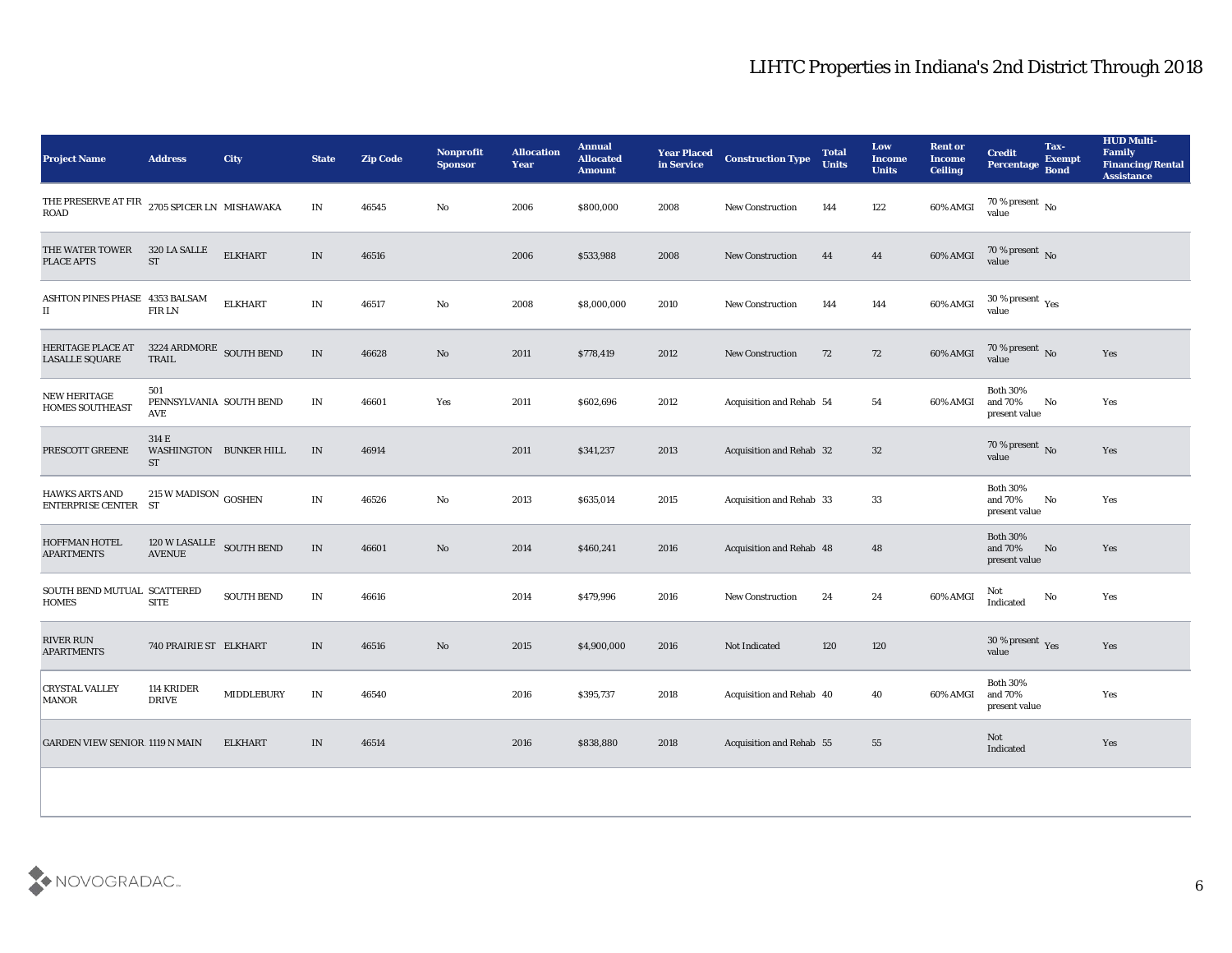# LIHTC Properties in Indiana's 2nd District Through 2018

| Project Name | Address | City | State | Zip Code | Nonprofit Sponsor | Allocation Year | Annual Allocated Amount | Year Placed in Service | Construction Type | Total Units | Low Income Units | Rent or Income Ceiling | Credit Percentage | Tax-Exempt Bond | HUD Multi-Family Financing/Rental Assistance |
|---|---|---|---|---|---|---|---|---|---|---|---|---|---|---|---|
| THE PRESERVE AT FIR ROAD | 2705 SPICER LN | MISHAWAKA | IN | 46545 | No | 2006 | $800,000 | 2008 | New Construction | 144 | 122 | 60% AMGI | 70 % present value | No | |
| THE WATER TOWER PLACE APTS | 320 LA SALLE ST | ELKHART | IN | 46516 | | 2006 | $533,988 | 2008 | New Construction | 44 | 44 | 60% AMGI | 70 % present value | No | |
| ASHTON PINES PHASE II | 4353 BALSAM FIR LN | ELKHART | IN | 46517 | No | 2008 | $8,000,000 | 2010 | New Construction | 144 | 144 | 60% AMGI | 30 % present value | Yes | |
| HERITAGE PLACE AT LASALLE SQUARE | 3224 ARDMORE TRAIL | SOUTH BEND | IN | 46628 | No | 2011 | $778,419 | 2012 | New Construction | 72 | 72 | 60% AMGI | 70 % present value | No | Yes |
| NEW HERITAGE HOMES SOUTHEAST | 501 PENNSYLVANIA AVE | SOUTH BEND | IN | 46601 | Yes | 2011 | $602,696 | 2012 | Acquisition and Rehab | 54 | 54 | 60% AMGI | Both 30% and 70% present value | No | Yes |
| PRESCOTT GREENE | 314 E WASHINGTON ST | BUNKER HILL | IN | 46914 | | 2011 | $341,237 | 2013 | Acquisition and Rehab | 32 | 32 | | 70 % present value | No | Yes |
| HAWKS ARTS AND ENTERPRISE CENTER | 215 W MADISON ST | GOSHEN | IN | 46526 | No | 2013 | $635,014 | 2015 | Acquisition and Rehab | 33 | 33 | | Both 30% and 70% present value | No | Yes |
| HOFFMAN HOTEL APARTMENTS | 120 W LASALLE AVENUE | SOUTH BEND | IN | 46601 | No | 2014 | $460,241 | 2016 | Acquisition and Rehab | 48 | 48 | | Both 30% and 70% present value | No | Yes |
| SOUTH BEND MUTUAL HOMES | SCATTERED SITE | SOUTH BEND | IN | 46616 | | 2014 | $479,996 | 2016 | New Construction | 24 | 24 | 60% AMGI | Not Indicated | No | Yes |
| RIVER RUN APARTMENTS | 740 PRAIRIE ST | ELKHART | IN | 46516 | No | 2015 | $4,900,000 | 2016 | Not Indicated | 120 | 120 | | 30 % present value | Yes | Yes |
| CRYSTAL VALLEY MANOR | 114 KRIDER DRIVE | MIDDLEBURY | IN | 46540 | | 2016 | $395,737 | 2018 | Acquisition and Rehab | 40 | 40 | 60% AMGI | Both 30% and 70% present value | | Yes |
| GARDEN VIEW SENIOR | 1119 N MAIN | ELKHART | IN | 46514 | | 2016 | $838,880 | 2018 | Acquisition and Rehab | 55 | 55 | | Not Indicated | | Yes |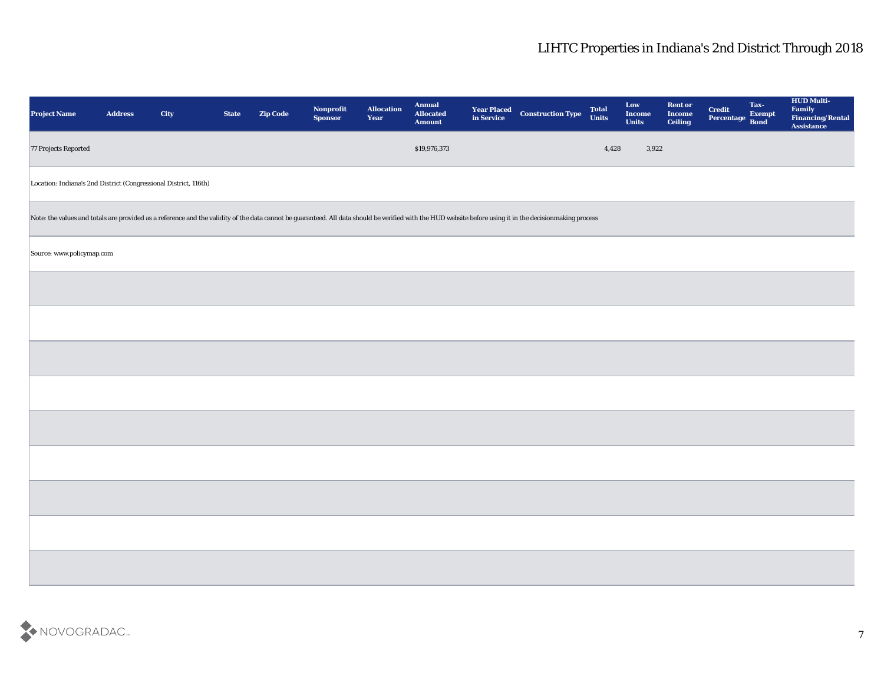# LIHTC Properties in Indiana's 2nd District Through 2018

| Project Name | Address | City | State | Zip Code | Nonprofit Sponsor | Allocation Year | Annual Allocated Amount | Year Placed in Service | Construction Type | Total Units | Low Income Units | Rent or Income Ceiling | Credit Percentage | Tax-Exempt Bond | HUD Multi-Family Financing/Rental Assistance |
|---|---|---|---|---|---|---|---|---|---|---|---|---|---|---|---|
| 77 Projects Reported | | | | | | | $19,976,373 | | | 4,428 | 3,922 | | | | |
| Location: Indiana's 2nd District (Congressional District, 116th) | | | | | | | | | | | | | | | |
| Note: the values and totals are provided as a reference and the validity of the data cannot be guaranteed. All data should be verified with the HUD website before using it in the decisionmaking process | | | | | | | | | | | | | | | |
| Source: www.policymap.com | | | | | | | | | | | | | | | |